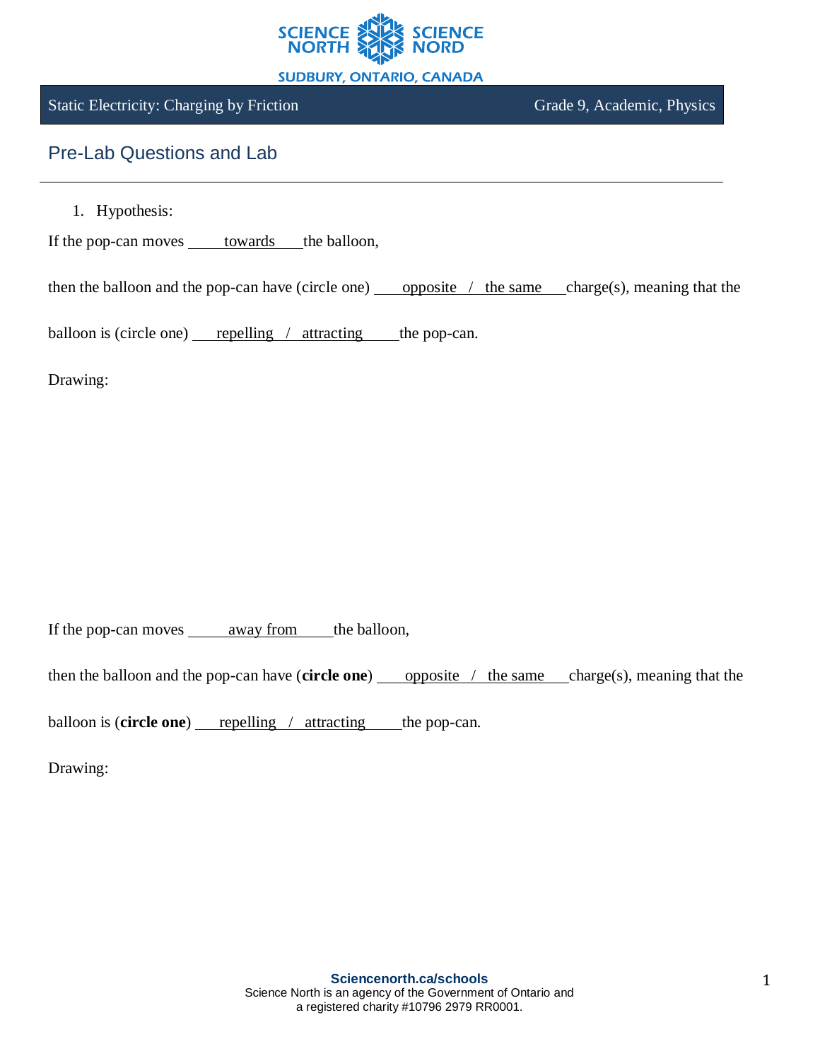Static Electricity: Charging by Friction — Grade 9, Academic, Physics

## Pre-Lab Questions and Lab

1. Hypothesis:

If the pop-can moves ___towards___ the balloon,

then the balloon and the pop-can have (circle one) ___opposite / the same___ charge(s), meaning that the balloon is (circle one) ___repelling / attracting___ the pop-can.

Drawing:

If the pop-can moves ___away from___ the balloon,

then the balloon and the pop-can have (**circle one**) ___opposite / the same___ charge(s), meaning that the balloon is (**circle one**) ___repelling / attracting___ the pop-can.

Drawing: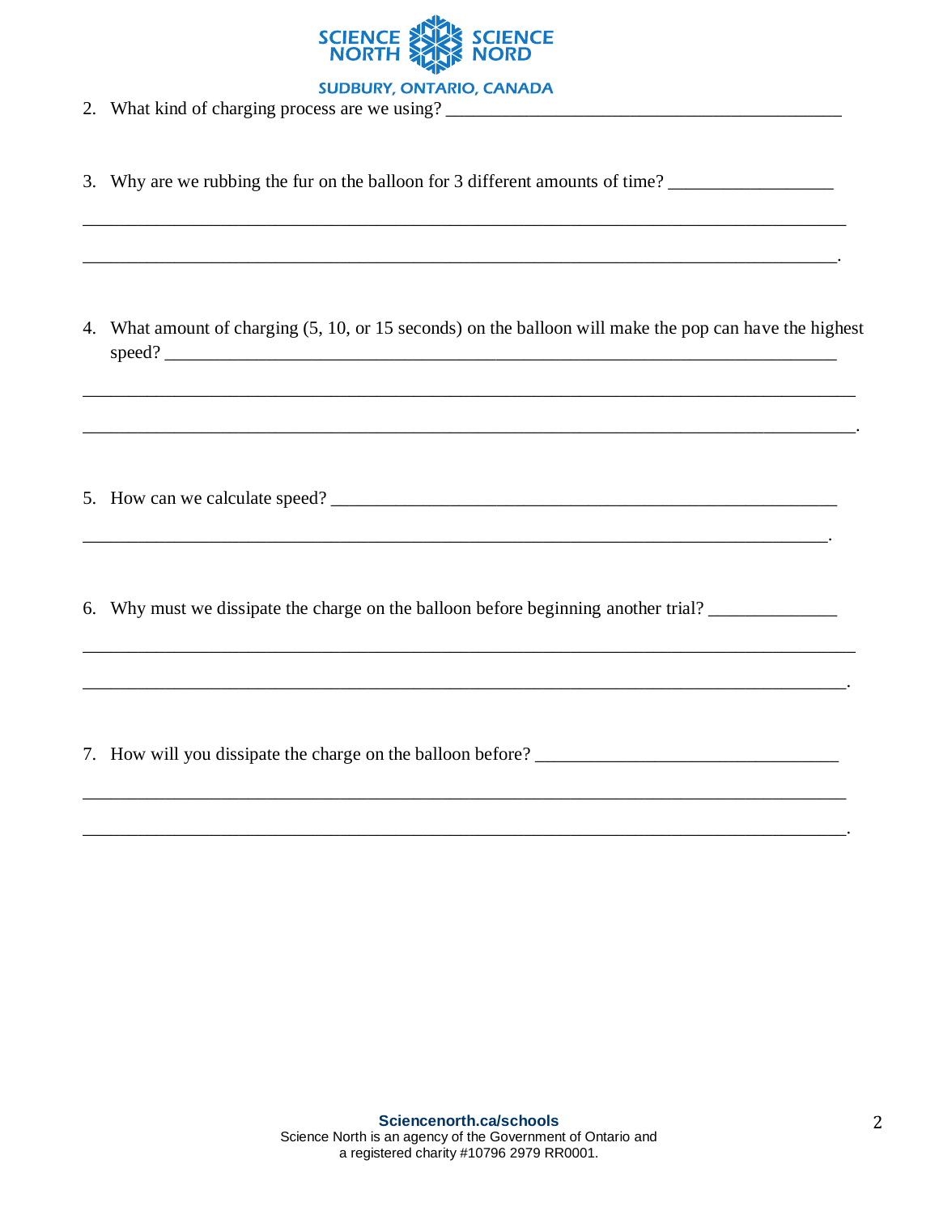2. What kind of charging process are we using? ____________________________________________

3. Why are we rubbing the fur on the balloon for 3 different amounts of time? __________________

_______________________________________________________________________________

______________________________________________________________________________.

4. What amount of charging (5, 10, or 15 seconds) on the balloon will make the pop can have the highest speed? ___________________________________________________________________________

_______________________________________________________________________________

_______________________________________________________________________________.

5. How can we calculate speed? ________________________________________________________

______________________________________________________________________________.

6. Why must we dissipate the charge on the balloon before beginning another trial? ______________

_______________________________________________________________________________

______________________________________________________________________________.

7. How will you dissipate the charge on the balloon before? _________________________________

_______________________________________________________________________________

______________________________________________________________________________.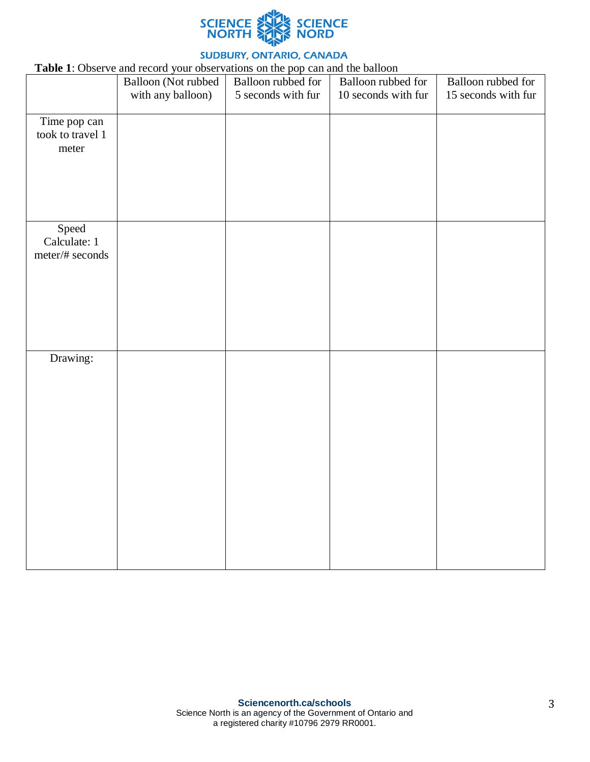**Table 1**: Observe and record your observations on the pop can and the balloon

| | Balloon (Not rubbed with any balloon) | Balloon rubbed for 5 seconds with fur | Balloon rubbed for 10 seconds with fur | Balloon rubbed for 15 seconds with fur |
|---|---|---|---|---|
| Time pop can took to travel 1 meter | | | | |
| Speed Calculate: 1 meter/# seconds | | | | |
| Drawing: | | | | |

**Sciencenorth.ca/schools**
Science North is an agency of the Government of Ontario and a registered charity #10796 2979 RR0001.